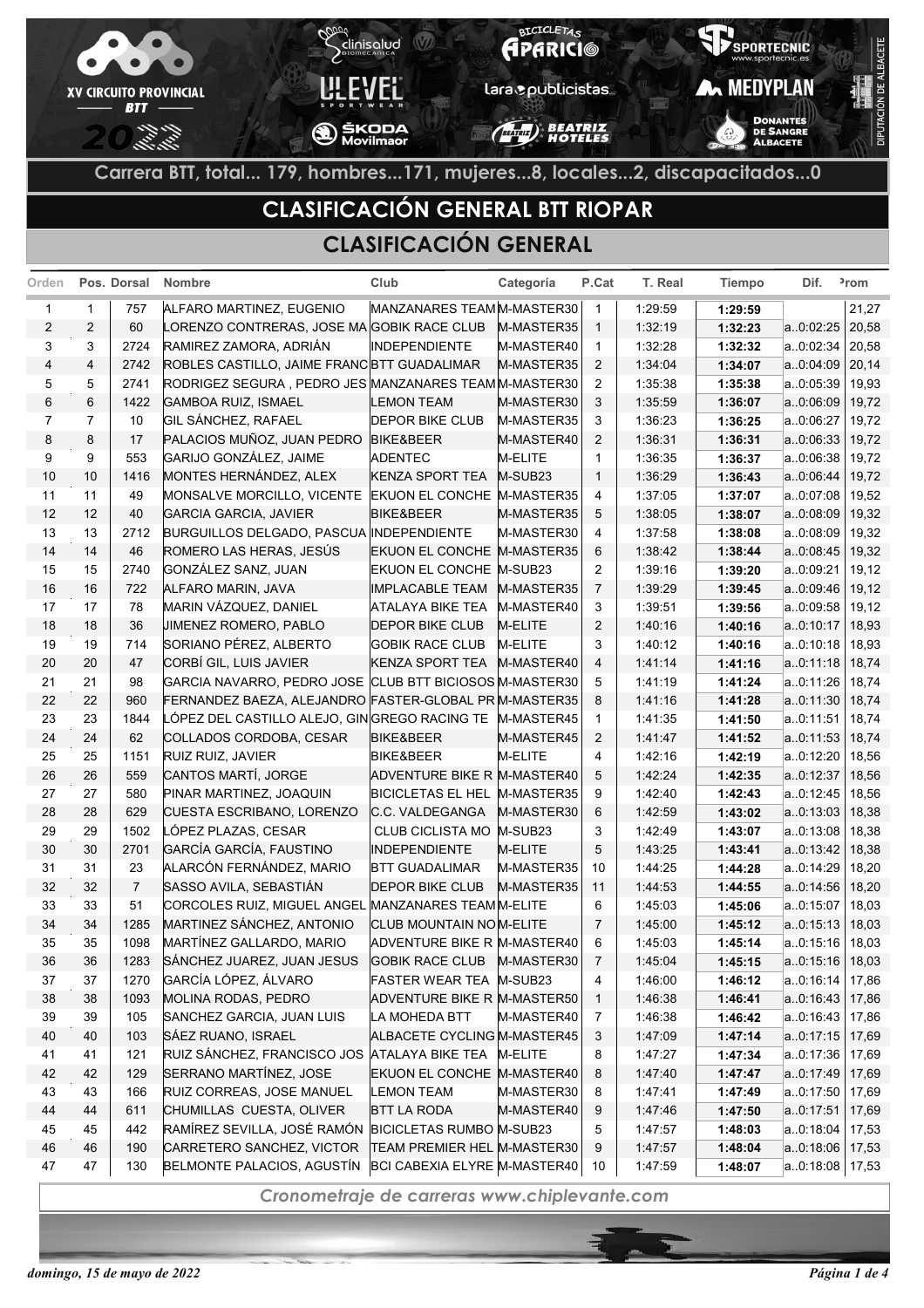Carrera BTT, total... 179, hombres...171, mujeres...8, locales...2, discapacitados...0

# CLASIFICACIÓN GENERAL BTT RIOPAR

## CLASIFICACIÓN GENERAL

| Orden | Pos. | Dorsal | Nombre | Club | Categoría | P.Cat | T. Real | Tiempo | Dif. | Prom |
|---|---|---|---|---|---|---|---|---|---|---|
| 1 | 1 | 757 | ALFARO MARTINEZ, EUGENIO | MANZANARES TEAM | M-MASTER30 | 1 | 1:29:59 | **1:29:59** | | 21,27 |
| 2 | 2 | 60 | LORENZO CONTRERAS, JOSE MA | GOBIK RACE CLUB | M-MASTER35 | 1 | 1:32:19 | **1:32:23** | a..0:02:25 | 20,58 |
| 3 | 3 | 2724 | RAMIREZ ZAMORA, ADRIÁN | INDEPENDIENTE | M-MASTER40 | 1 | 1:32:28 | **1:32:32** | a..0:02:34 | 20,58 |
| 4 | 4 | 2742 | ROBLES CASTILLO, JAIME FRANC | BTT GUADALIMAR | M-MASTER35 | 2 | 1:34:04 | **1:34:07** | a..0:04:09 | 20,14 |
| 5 | 5 | 2741 | RODRIGEZ SEGURA , PEDRO JES | MANZANARES TEAM | M-MASTER30 | 2 | 1:35:38 | **1:35:38** | a..0:05:39 | 19,93 |
| 6 | 6 | 1422 | GAMBOA RUIZ, ISMAEL | LEMON TEAM | M-MASTER30 | 3 | 1:35:59 | **1:36:07** | a..0:06:09 | 19,72 |
| 7 | 7 | 10 | GIL SÁNCHEZ, RAFAEL | DEPOR BIKE CLUB | M-MASTER35 | 3 | 1:36:23 | **1:36:25** | a..0:06:27 | 19,72 |
| 8 | 8 | 17 | PALACIOS MUÑOZ, JUAN PEDRO | BIKE&BEER | M-MASTER40 | 2 | 1:36:31 | **1:36:31** | a..0:06:33 | 19,72 |
| 9 | 9 | 553 | GARIJO GONZÁLEZ, JAIME | ADENTEC | M-ELITE | 1 | 1:36:35 | **1:36:37** | a..0:06:38 | 19,72 |
| 10 | 10 | 1416 | MONTES HERNÁNDEZ, ALEX | KENZA SPORT TEA | M-SUB23 | 1 | 1:36:29 | **1:36:43** | a..0:06:44 | 19,72 |
| 11 | 11 | 49 | MONSALVE MORCILLO, VICENTE | EKUON EL CONCHE | M-MASTER35 | 4 | 1:37:05 | **1:37:07** | a..0:07:08 | 19,52 |
| 12 | 12 | 40 | GARCIA GARCIA, JAVIER | BIKE&BEER | M-MASTER35 | 5 | 1:38:05 | **1:38:07** | a..0:08:09 | 19,32 |
| 13 | 13 | 2712 | BURGUILLOS DELGADO, PASCUA | INDEPENDIENTE | M-MASTER30 | 4 | 1:37:58 | **1:38:08** | a..0:08:09 | 19,32 |
| 14 | 14 | 46 | ROMERO LAS HERAS, JESÚS | EKUON EL CONCHE | M-MASTER35 | 6 | 1:38:42 | **1:38:44** | a..0:08:45 | 19,32 |
| 15 | 15 | 2740 | GONZÁLEZ SANZ, JUAN | EKUON EL CONCHE | M-SUB23 | 2 | 1:39:16 | **1:39:20** | a..0:09:21 | 19,12 |
| 16 | 16 | 722 | ALFARO MARIN, JAVA | IMPLACABLE TEAM | M-MASTER35 | 7 | 1:39:29 | **1:39:45** | a..0:09:46 | 19,12 |
| 17 | 17 | 78 | MARIN VÁZQUEZ, DANIEL | ATALAYA BIKE TEA | M-MASTER40 | 3 | 1:39:51 | **1:39:56** | a..0:09:58 | 19,12 |
| 18 | 18 | 36 | JIMENEZ ROMERO, PABLO | DEPOR BIKE CLUB | M-ELITE | 2 | 1:40:16 | **1:40:16** | a..0:10:17 | 18,93 |
| 19 | 19 | 714 | SORIANO PÉREZ, ALBERTO | GOBIK RACE CLUB | M-ELITE | 3 | 1:40:12 | **1:40:16** | a..0:10:18 | 18,93 |
| 20 | 20 | 47 | CORBÍ GIL, LUIS JAVIER | KENZA SPORT TEA | M-MASTER40 | 4 | 1:41:14 | **1:41:16** | a..0:11:18 | 18,74 |
| 21 | 21 | 98 | GARCIA NAVARRO, PEDRO JOSE | CLUB BTT BICIOSOS | M-MASTER30 | 5 | 1:41:19 | **1:41:24** | a..0:11:26 | 18,74 |
| 22 | 22 | 960 | FERNANDEZ BAEZA, ALEJANDRO | FASTER-GLOBAL PR | M-MASTER35 | 8 | 1:41:16 | **1:41:28** | a..0:11:30 | 18,74 |
| 23 | 23 | 1844 | LÓPEZ DEL CASTILLO ALEJO, GIN | GREGO RACING TE | M-MASTER45 | 1 | 1:41:35 | **1:41:50** | a..0:11:51 | 18,74 |
| 24 | 24 | 62 | COLLADOS CORDOBA, CESAR | BIKE&BEER | M-MASTER45 | 2 | 1:41:47 | **1:41:52** | a..0:11:53 | 18,74 |
| 25 | 25 | 1151 | RUIZ RUIZ, JAVIER | BIKE&BEER | M-ELITE | 4 | 1:42:16 | **1:42:19** | a..0:12:20 | 18,56 |
| 26 | 26 | 559 | CANTOS MARTÍ, JORGE | ADVENTURE BIKE R | M-MASTER40 | 5 | 1:42:24 | **1:42:35** | a..0:12:37 | 18,56 |
| 27 | 27 | 580 | PINAR MARTINEZ, JOAQUIN | BICICLETAS EL HEL | M-MASTER35 | 9 | 1:42:40 | **1:42:43** | a..0:12:45 | 18,56 |
| 28 | 28 | 629 | CUESTA ESCRIBANO, LORENZO | C.C. VALDEGANGA | M-MASTER30 | 6 | 1:42:59 | **1:43:02** | a..0:13:03 | 18,38 |
| 29 | 29 | 1502 | LÓPEZ PLAZAS, CESAR | CLUB CICLISTA MO | M-SUB23 | 3 | 1:42:49 | **1:43:07** | a..0:13:08 | 18,38 |
| 30 | 30 | 2701 | GARCÍA GARCÍA, FAUSTINO | INDEPENDIENTE | M-ELITE | 5 | 1:43:25 | **1:43:41** | a..0:13:42 | 18,38 |
| 31 | 31 | 23 | ALARCÓN FERNÁNDEZ, MARIO | BTT GUADALIMAR | M-MASTER35 | 10 | 1:44:25 | **1:44:28** | a..0:14:29 | 18,20 |
| 32 | 32 | 7 | SASSO AVILA, SEBASTIÁN | DEPOR BIKE CLUB | M-MASTER35 | 11 | 1:44:53 | **1:44:55** | a..0:14:56 | 18,20 |
| 33 | 33 | 51 | CORCOLES RUIZ, MIGUEL ANGEL | MANZANARES TEAM | M-ELITE | 6 | 1:45:03 | **1:45:06** | a..0:15:07 | 18,03 |
| 34 | 34 | 1285 | MARTINEZ SÁNCHEZ, ANTONIO | CLUB MOUNTAIN NO | M-ELITE | 7 | 1:45:00 | **1:45:12** | a..0:15:13 | 18,03 |
| 35 | 35 | 1098 | MARTÍNEZ GALLARDO, MARIO | ADVENTURE BIKE R | M-MASTER40 | 6 | 1:45:03 | **1:45:14** | a..0:15:16 | 18,03 |
| 36 | 36 | 1283 | SÁNCHEZ JUAREZ, JUAN JESUS | GOBIK RACE CLUB | M-MASTER30 | 7 | 1:45:04 | **1:45:15** | a..0:15:16 | 18,03 |
| 37 | 37 | 1270 | GARCÍA LÓPEZ, ÁLVARO | FASTER WEAR TEA | M-SUB23 | 4 | 1:46:00 | **1:46:12** | a..0:16:14 | 17,86 |
| 38 | 38 | 1093 | MOLINA RODAS, PEDRO | ADVENTURE BIKE R | M-MASTER50 | 1 | 1:46:38 | **1:46:41** | a..0:16:43 | 17,86 |
| 39 | 39 | 105 | SANCHEZ GARCIA, JUAN LUIS | LA MOHEDA BTT | M-MASTER40 | 7 | 1:46:38 | **1:46:42** | a..0:16:43 | 17,86 |
| 40 | 40 | 103 | SÁEZ RUANO, ISRAEL | ALBACETE CYCLING | M-MASTER45 | 3 | 1:47:09 | **1:47:14** | a..0:17:15 | 17,69 |
| 41 | 41 | 121 | RUIZ SÁNCHEZ, FRANCISCO JOS | ATALAYA BIKE TEA | M-ELITE | 8 | 1:47:27 | **1:47:34** | a..0:17:36 | 17,69 |
| 42 | 42 | 129 | SERRANO MARTÍNEZ, JOSE | EKUON EL CONCHE | M-MASTER40 | 8 | 1:47:40 | **1:47:47** | a..0:17:49 | 17,69 |
| 43 | 43 | 166 | RUIZ CORREAS, JOSE MANUEL | LEMON TEAM | M-MASTER30 | 8 | 1:47:41 | **1:47:49** | a..0:17:50 | 17,69 |
| 44 | 44 | 611 | CHUMILLAS CUESTA, OLIVER | BTT LA RODA | M-MASTER40 | 9 | 1:47:46 | **1:47:50** | a..0:17:51 | 17,69 |
| 45 | 45 | 442 | RAMÍREZ SEVILLA, JOSÉ RAMÓN | BICICLETAS RUMBO | M-SUB23 | 5 | 1:47:57 | **1:48:03** | a..0:18:04 | 17,53 |
| 46 | 46 | 190 | CARRETERO SANCHEZ, VICTOR | TEAM PREMIER HEL | M-MASTER30 | 9 | 1:47:57 | **1:48:04** | a..0:18:06 | 17,53 |
| 47 | 47 | 130 | BELMONTE PALACIOS, AGUSTÍN | BCI CABEXIA ELYRE | M-MASTER40 | 10 | 1:47:59 | **1:48:07** | a..0:18:08 | 17,53 |

*Cronometraje de carreras www.chiplevante.com*

*domingo, 15 de mayo de 2022*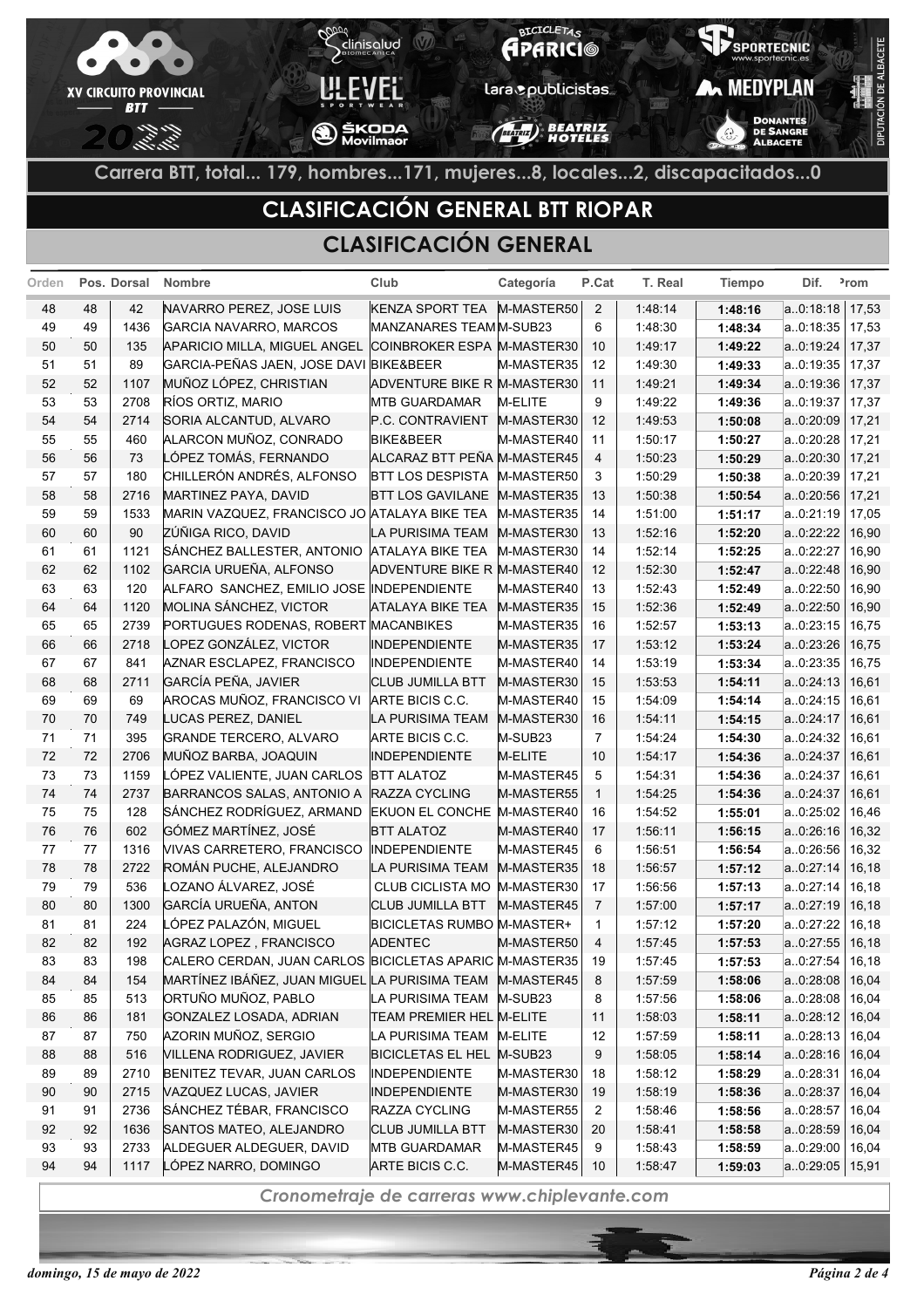Carrera BTT, total... 179, hombres...171, mujeres...8, locales...2, discapacitados...0

# CLASIFICACIÓN GENERAL BTT RIOPAR

## CLASIFICACIÓN GENERAL

| Orden | Pos. | Dorsal | Nombre | Club | Categoría | P.Cat | T. Real | Tiempo | Dif. | Prom |
|---|---|---|---|---|---|---|---|---|---|---|
| 48 | 48 | 42 | NAVARRO PEREZ, JOSE LUIS | KENZA SPORT TEA | M-MASTER50 | 2 | 1:48:14 | **1:48:16** | a..0:18:18 | 17,53 |
| 49 | 49 | 1436 | GARCIA NAVARRO, MARCOS | MANZANARES TEAM | M-SUB23 | 6 | 1:48:30 | **1:48:34** | a..0:18:35 | 17,53 |
| 50 | 50 | 135 | APARICIO MILLA, MIGUEL ANGEL | COINBROKER ESPA | M-MASTER30 | 10 | 1:49:17 | **1:49:22** | a..0:19:24 | 17,37 |
| 51 | 51 | 89 | GARCIA-PEÑAS JAEN, JOSE DAVI | BIKE&BEER | M-MASTER35 | 12 | 1:49:30 | **1:49:33** | a..0:19:35 | 17,37 |
| 52 | 52 | 1107 | MUÑOZ LÓPEZ, CHRISTIAN | ADVENTURE BIKE R | M-MASTER30 | 11 | 1:49:21 | **1:49:34** | a..0:19:36 | 17,37 |
| 53 | 53 | 2708 | RÍOS ORTIZ, MARIO | MTB GUARDAMAR | M-ELITE | 9 | 1:49:22 | **1:49:36** | a..0:19:37 | 17,37 |
| 54 | 54 | 2714 | SORIA ALCANTUD, ALVARO | P.C. CONTRAVIENT | M-MASTER30 | 12 | 1:49:53 | **1:50:08** | a..0:20:09 | 17,21 |
| 55 | 55 | 460 | ALARCON MUÑOZ, CONRADO | BIKE&BEER | M-MASTER40 | 11 | 1:50:17 | **1:50:27** | a..0:20:28 | 17,21 |
| 56 | 56 | 73 | LÓPEZ TOMÁS, FERNANDO | ALCARAZ BTT PEÑA | M-MASTER45 | 4 | 1:50:23 | **1:50:29** | a..0:20:30 | 17,21 |
| 57 | 57 | 180 | CHILLERÓN ANDRÉS, ALFONSO | BTT LOS DESPISTA | M-MASTER50 | 3 | 1:50:29 | **1:50:38** | a..0:20:39 | 17,21 |
| 58 | 58 | 2716 | MARTINEZ PAYA, DAVID | BTT LOS GAVILANE | M-MASTER35 | 13 | 1:50:38 | **1:50:54** | a..0:20:56 | 17,21 |
| 59 | 59 | 1533 | MARIN VAZQUEZ, FRANCISCO JO | ATALAYA BIKE TEA | M-MASTER35 | 14 | 1:51:00 | **1:51:17** | a..0:21:19 | 17,05 |
| 60 | 60 | 90 | ZÚÑIGA RICO, DAVID | LA PURISIMA TEAM | M-MASTER30 | 13 | 1:52:16 | **1:52:20** | a..0:22:22 | 16,90 |
| 61 | 61 | 1121 | SÁNCHEZ BALLESTER, ANTONIO | ATALAYA BIKE TEA | M-MASTER30 | 14 | 1:52:14 | **1:52:25** | a..0:22:27 | 16,90 |
| 62 | 62 | 1102 | GARCIA URUEÑA, ALFONSO | ADVENTURE BIKE R | M-MASTER40 | 12 | 1:52:30 | **1:52:47** | a..0:22:48 | 16,90 |
| 63 | 63 | 120 | ALFARO SANCHEZ, EMILIO JOSE | INDEPENDIENTE | M-MASTER40 | 13 | 1:52:43 | **1:52:49** | a..0:22:50 | 16,90 |
| 64 | 64 | 1120 | MOLINA SÁNCHEZ, VICTOR | ATALAYA BIKE TEA | M-MASTER35 | 15 | 1:52:36 | **1:52:49** | a..0:22:50 | 16,90 |
| 65 | 65 | 2739 | PORTUGUES RODENAS, ROBERT | MACANBIKES | M-MASTER35 | 16 | 1:52:57 | **1:53:13** | a..0:23:15 | 16,75 |
| 66 | 66 | 2718 | LOPEZ GONZÁLEZ, VICTOR | INDEPENDIENTE | M-MASTER35 | 17 | 1:53:12 | **1:53:24** | a..0:23:26 | 16,75 |
| 67 | 67 | 841 | AZNAR ESCLAPEZ, FRANCISCO | INDEPENDIENTE | M-MASTER40 | 14 | 1:53:19 | **1:53:34** | a..0:23:35 | 16,75 |
| 68 | 68 | 2711 | GARCÍA PEÑA, JAVIER | CLUB JUMILLA BTT | M-MASTER30 | 15 | 1:53:53 | **1:54:11** | a..0:24:13 | 16,61 |
| 69 | 69 | 69 | AROCAS MUÑOZ, FRANCISCO VI | ARTE BICIS C.C. | M-MASTER40 | 15 | 1:54:09 | **1:54:14** | a..0:24:15 | 16,61 |
| 70 | 70 | 749 | LUCAS PEREZ, DANIEL | LA PURISIMA TEAM | M-MASTER30 | 16 | 1:54:11 | **1:54:15** | a..0:24:17 | 16,61 |
| 71 | 71 | 395 | GRANDE TERCERO, ALVARO | ARTE BICIS C.C. | M-SUB23 | 7 | 1:54:24 | **1:54:30** | a..0:24:32 | 16,61 |
| 72 | 72 | 2706 | MUÑOZ BARBA, JOAQUIN | INDEPENDIENTE | M-ELITE | 10 | 1:54:17 | **1:54:36** | a..0:24:37 | 16,61 |
| 73 | 73 | 1159 | LÓPEZ VALIENTE, JUAN CARLOS | BTT ALATOZ | M-MASTER45 | 5 | 1:54:31 | **1:54:36** | a..0:24:37 | 16,61 |
| 74 | 74 | 2737 | BARRANCOS SALAS, ANTONIO A | RAZZA CYCLING | M-MASTER55 | 1 | 1:54:25 | **1:54:36** | a..0:24:37 | 16,61 |
| 75 | 75 | 128 | SÁNCHEZ RODRÍGUEZ, ARMAND | EKUON EL CONCHE | M-MASTER40 | 16 | 1:54:52 | **1:55:01** | a..0:25:02 | 16,46 |
| 76 | 76 | 602 | GÓMEZ MARTÍNEZ, JOSÉ | BTT ALATOZ | M-MASTER40 | 17 | 1:56:11 | **1:56:15** | a..0:26:16 | 16,32 |
| 77 | 77 | 1316 | VIVAS CARRETERO, FRANCISCO | INDEPENDIENTE | M-MASTER45 | 6 | 1:56:51 | **1:56:54** | a..0:26:56 | 16,32 |
| 78 | 78 | 2722 | ROMÁN PUCHE, ALEJANDRO | LA PURISIMA TEAM | M-MASTER35 | 18 | 1:56:57 | **1:57:12** | a..0:27:14 | 16,18 |
| 79 | 79 | 536 | LOZANO ÁLVAREZ, JOSÉ | CLUB CICLISTA MO | M-MASTER30 | 17 | 1:56:56 | **1:57:13** | a..0:27:14 | 16,18 |
| 80 | 80 | 1300 | GARCÍA URUEÑA, ANTON | CLUB JUMILLA BTT | M-MASTER45 | 7 | 1:57:00 | **1:57:17** | a..0:27:19 | 16,18 |
| 81 | 81 | 224 | LÓPEZ PALAZÓN, MIGUEL | BICICLETAS RUMBO | M-MASTER+ | 1 | 1:57:12 | **1:57:20** | a..0:27:22 | 16,18 |
| 82 | 82 | 192 | AGRAZ LOPEZ , FRANCISCO | ADENTEC | M-MASTER50 | 4 | 1:57:45 | **1:57:53** | a..0:27:55 | 16,18 |
| 83 | 83 | 198 | CALERO CERDAN, JUAN CARLOS | BICICLETAS APARIC | M-MASTER35 | 19 | 1:57:45 | **1:57:53** | a..0:27:54 | 16,18 |
| 84 | 84 | 154 | MARTÍNEZ IBÁÑEZ, JUAN MIGUEL | LA PURISIMA TEAM | M-MASTER45 | 8 | 1:57:59 | **1:58:06** | a..0:28:08 | 16,04 |
| 85 | 85 | 513 | ORTUÑO MUÑOZ, PABLO | LA PURISIMA TEAM | M-SUB23 | 8 | 1:57:56 | **1:58:06** | a..0:28:08 | 16,04 |
| 86 | 86 | 181 | GONZALEZ LOSADA, ADRIAN | TEAM PREMIER HEL | M-ELITE | 11 | 1:58:03 | **1:58:11** | a..0:28:12 | 16,04 |
| 87 | 87 | 750 | AZORIN MUÑOZ, SERGIO | LA PURISIMA TEAM | M-ELITE | 12 | 1:57:59 | **1:58:11** | a..0:28:13 | 16,04 |
| 88 | 88 | 516 | VILLENA RODRIGUEZ, JAVIER | BICICLETAS EL HEL | M-SUB23 | 9 | 1:58:05 | **1:58:14** | a..0:28:16 | 16,04 |
| 89 | 89 | 2710 | BENITEZ TEVAR, JUAN CARLOS | INDEPENDIENTE | M-MASTER30 | 18 | 1:58:12 | **1:58:29** | a..0:28:31 | 16,04 |
| 90 | 90 | 2715 | VAZQUEZ LUCAS, JAVIER | INDEPENDIENTE | M-MASTER30 | 19 | 1:58:19 | **1:58:36** | a..0:28:37 | 16,04 |
| 91 | 91 | 2736 | SÁNCHEZ TÉBAR, FRANCISCO | RAZZA CYCLING | M-MASTER55 | 2 | 1:58:46 | **1:58:56** | a..0:28:57 | 16,04 |
| 92 | 92 | 1636 | SANTOS MATEO, ALEJANDRO | CLUB JUMILLA BTT | M-MASTER30 | 20 | 1:58:41 | **1:58:58** | a..0:28:59 | 16,04 |
| 93 | 93 | 2733 | ALDEGUER ALDEGUER, DAVID | MTB GUARDAMAR | M-MASTER45 | 9 | 1:58:43 | **1:58:59** | a..0:29:00 | 16,04 |
| 94 | 94 | 1117 | LÓPEZ NARRO, DOMINGO | ARTE BICIS C.C. | M-MASTER45 | 10 | 1:58:47 | **1:59:03** | a..0:29:05 | 15,91 |

*Cronometraje de carreras www.chiplevante.com*

*domingo, 15 de mayo de 2022*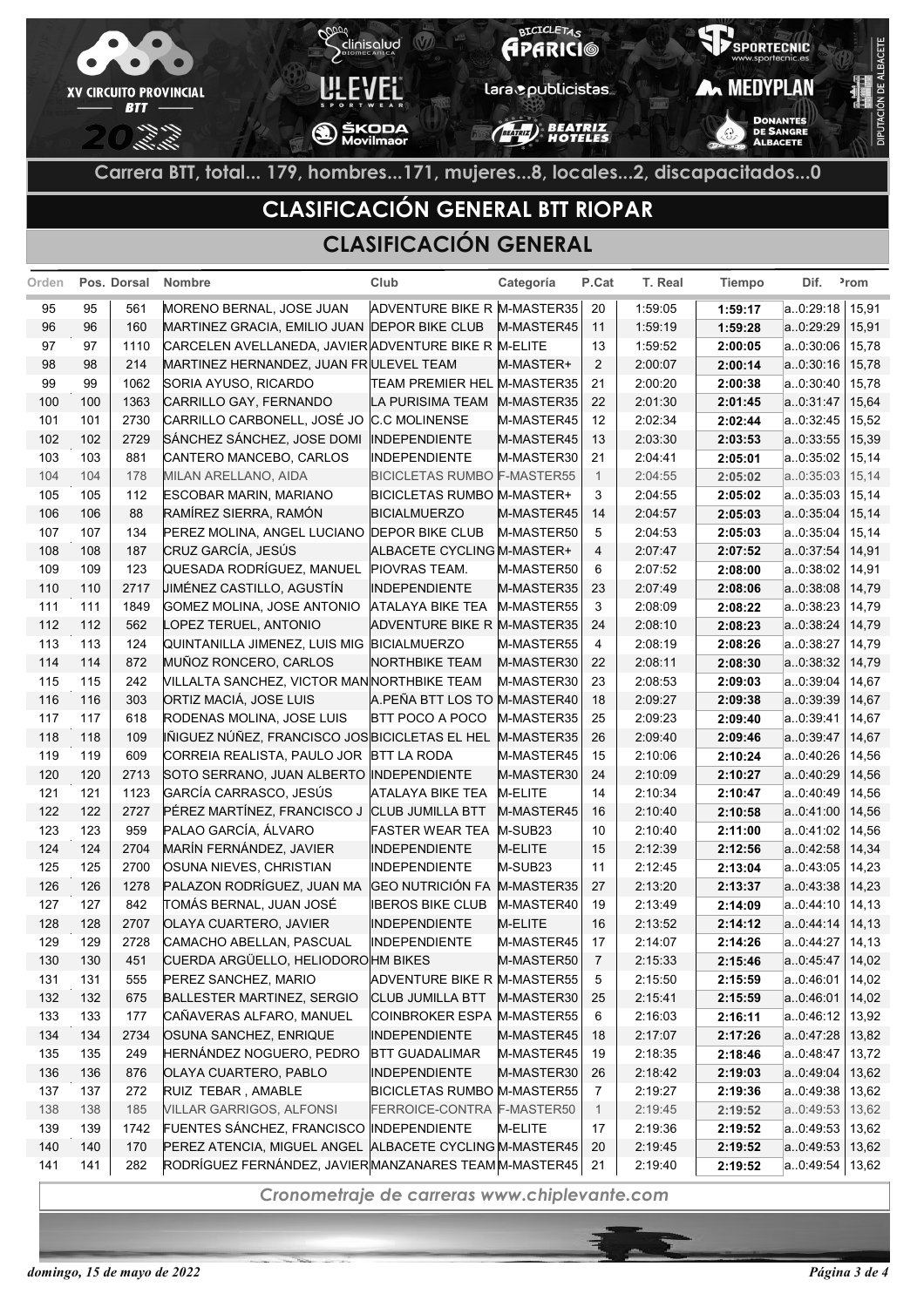Carrera BTT, total... 179, hombres...171, mujeres...8, locales...2, discapacitados...0

# CLASIFICACIÓN GENERAL BTT RIOPAR

## CLASIFICACIÓN GENERAL

| Orden | Pos. | Dorsal | Nombre | Club | Categoría | P.Cat | T. Real | Tiempo | Dif. | Prom |
|---|---|---|---|---|---|---|---|---|---|---|
| 95 | 95 | 561 | MORENO BERNAL, JOSE JUAN | ADVENTURE BIKE R | M-MASTER35 | 20 | 1:59:05 | **1:59:17** | a..0:29:18 | 15,91 |
| 96 | 96 | 160 | MARTINEZ GRACIA, EMILIO JUAN | DEPOR BIKE CLUB | M-MASTER45 | 11 | 1:59:19 | **1:59:28** | a..0:29:29 | 15,91 |
| 97 | 97 | 1110 | CARCELEN AVELLANEDA, JAVIER | ADVENTURE BIKE R | M-ELITE | 13 | 1:59:52 | **2:00:05** | a..0:30:06 | 15,78 |
| 98 | 98 | 214 | MARTINEZ HERNANDEZ, JUAN FR | ULEVEL TEAM | M-MASTER+ | 2 | 2:00:07 | **2:00:14** | a..0:30:16 | 15,78 |
| 99 | 99 | 1062 | SORIA AYUSO, RICARDO | TEAM PREMIER HEL | M-MASTER35 | 21 | 2:00:20 | **2:00:38** | a..0:30:40 | 15,78 |
| 100 | 100 | 1363 | CARRILLO GAY, FERNANDO | LA PURISIMA TEAM | M-MASTER35 | 22 | 2:01:30 | **2:01:45** | a..0:31:47 | 15,64 |
| 101 | 101 | 2730 | CARRILLO CARBONELL, JOSÉ JO | C.C MOLINENSE | M-MASTER45 | 12 | 2:02:34 | **2:02:44** | a..0:32:45 | 15,52 |
| 102 | 102 | 2729 | SÁNCHEZ SÁNCHEZ, JOSE DOMI | INDEPENDIENTE | M-MASTER45 | 13 | 2:03:30 | **2:03:53** | a..0:33:55 | 15,39 |
| 103 | 103 | 881 | CANTERO MANCEBO, CARLOS | INDEPENDIENTE | M-MASTER30 | 21 | 2:04:41 | **2:05:01** | a..0:35:02 | 15,14 |
| 104 | 104 | 178 | MILAN ARELLANO, AIDA | BICICLETAS RUMBO | F-MASTER55 | 1 | 2:04:55 | **2:05:02** | a..0:35:03 | 15,14 |
| 105 | 105 | 112 | ESCOBAR MARIN, MARIANO | BICICLETAS RUMBO | M-MASTER+ | 3 | 2:04:55 | **2:05:02** | a..0:35:03 | 15,14 |
| 106 | 106 | 88 | RAMÍREZ SIERRA, RAMÓN | BICIALMUERZO | M-MASTER45 | 14 | 2:04:57 | **2:05:03** | a..0:35:04 | 15,14 |
| 107 | 107 | 134 | PEREZ MOLINA, ANGEL LUCIANO | DEPOR BIKE CLUB | M-MASTER50 | 5 | 2:04:53 | **2:05:03** | a..0:35:04 | 15,14 |
| 108 | 108 | 187 | CRUZ GARCÍA, JESÚS | ALBACETE CYCLING | M-MASTER+ | 4 | 2:07:47 | **2:07:52** | a..0:37:54 | 14,91 |
| 109 | 109 | 123 | QUESADA RODRÍGUEZ, MANUEL | PIOVRAS TEAM. | M-MASTER50 | 6 | 2:07:52 | **2:08:00** | a..0:38:02 | 14,91 |
| 110 | 110 | 2717 | JIMÉNEZ CASTILLO, AGUSTÍN | INDEPENDIENTE | M-MASTER35 | 23 | 2:07:49 | **2:08:06** | a..0:38:08 | 14,79 |
| 111 | 111 | 1849 | GOMEZ MOLINA, JOSE ANTONIO | ATALAYA BIKE TEA | M-MASTER55 | 3 | 2:08:09 | **2:08:22** | a..0:38:23 | 14,79 |
| 112 | 112 | 562 | LOPEZ TERUEL, ANTONIO | ADVENTURE BIKE R | M-MASTER35 | 24 | 2:08:10 | **2:08:23** | a..0:38:24 | 14,79 |
| 113 | 113 | 124 | QUINTANILLA JIMENEZ, LUIS MIG | BICIALMUERZO | M-MASTER55 | 4 | 2:08:19 | **2:08:26** | a..0:38:27 | 14,79 |
| 114 | 114 | 872 | MUÑOZ RONCERO, CARLOS | NORTHBIKE TEAM | M-MASTER30 | 22 | 2:08:11 | **2:08:30** | a..0:38:32 | 14,79 |
| 115 | 115 | 242 | VILLALTA SANCHEZ, VICTOR MAN | NORTHBIKE TEAM | M-MASTER30 | 23 | 2:08:53 | **2:09:03** | a..0:39:04 | 14,67 |
| 116 | 116 | 303 | ORTIZ MACIÁ, JOSE LUIS | A.PEÑA BTT LOS TO | M-MASTER40 | 18 | 2:09:27 | **2:09:38** | a..0:39:39 | 14,67 |
| 117 | 117 | 618 | RODENAS MOLINA, JOSE LUIS | BTT POCO A POCO | M-MASTER35 | 25 | 2:09:23 | **2:09:40** | a..0:39:41 | 14,67 |
| 118 | 118 | 109 | IÑIGUEZ NÚÑEZ, FRANCISCO JOS | BICICLETAS EL HEL | M-MASTER35 | 26 | 2:09:40 | **2:09:46** | a..0:39:47 | 14,67 |
| 119 | 119 | 609 | CORREIA REALISTA, PAULO JOR | BTT LA RODA | M-MASTER45 | 15 | 2:10:06 | **2:10:24** | a..0:40:26 | 14,56 |
| 120 | 120 | 2713 | SOTO SERRANO, JUAN ALBERTO | INDEPENDIENTE | M-MASTER30 | 24 | 2:10:09 | **2:10:27** | a..0:40:29 | 14,56 |
| 121 | 121 | 1123 | GARCÍA CARRASCO, JESÚS | ATALAYA BIKE TEA | M-ELITE | 14 | 2:10:34 | **2:10:47** | a..0:40:49 | 14,56 |
| 122 | 122 | 2727 | PÉREZ MARTÍNEZ, FRANCISCO J | CLUB JUMILLA BTT | M-MASTER45 | 16 | 2:10:40 | **2:10:58** | a..0:41:00 | 14,56 |
| 123 | 123 | 959 | PALAO GARCÍA, ÁLVARO | FASTER WEAR TEA | M-SUB23 | 10 | 2:10:40 | **2:11:00** | a..0:41:02 | 14,56 |
| 124 | 124 | 2704 | MARÍN FERNÁNDEZ, JAVIER | INDEPENDIENTE | M-ELITE | 15 | 2:12:39 | **2:12:56** | a..0:42:58 | 14,34 |
| 125 | 125 | 2700 | OSUNA NIEVES, CHRISTIAN | INDEPENDIENTE | M-SUB23 | 11 | 2:12:45 | **2:13:04** | a..0:43:05 | 14,23 |
| 126 | 126 | 1278 | PALAZON RODRÍGUEZ, JUAN MA | GEO NUTRICIÓN FA | M-MASTER35 | 27 | 2:13:20 | **2:13:37** | a..0:43:38 | 14,23 |
| 127 | 127 | 842 | TOMÁS BERNAL, JUAN JOSÉ | IBEROS BIKE CLUB | M-MASTER40 | 19 | 2:13:49 | **2:14:09** | a..0:44:10 | 14,13 |
| 128 | 128 | 2707 | OLAYA CUARTERO, JAVIER | INDEPENDIENTE | M-ELITE | 16 | 2:13:52 | **2:14:12** | a..0:44:14 | 14,13 |
| 129 | 129 | 2728 | CAMACHO ABELLAN, PASCUAL | INDEPENDIENTE | M-MASTER45 | 17 | 2:14:07 | **2:14:26** | a..0:44:27 | 14,13 |
| 130 | 130 | 451 | CUERDA ARGÜELLO, HELIODORO | HM BIKES | M-MASTER50 | 7 | 2:15:33 | **2:15:46** | a..0:45:47 | 14,02 |
| 131 | 131 | 555 | PEREZ SANCHEZ, MARIO | ADVENTURE BIKE R | M-MASTER55 | 5 | 2:15:50 | **2:15:59** | a..0:46:01 | 14,02 |
| 132 | 132 | 675 | BALLESTER MARTINEZ, SERGIO | CLUB JUMILLA BTT | M-MASTER30 | 25 | 2:15:41 | **2:15:59** | a..0:46:01 | 14,02 |
| 133 | 133 | 177 | CAÑAVERAS ALFARO, MANUEL | COINBROKER ESPA | M-MASTER55 | 6 | 2:16:03 | **2:16:11** | a..0:46:12 | 13,92 |
| 134 | 134 | 2734 | OSUNA SANCHEZ, ENRIQUE | INDEPENDIENTE | M-MASTER45 | 18 | 2:17:07 | **2:17:26** | a..0:47:28 | 13,82 |
| 135 | 135 | 249 | HERNÁNDEZ NOGUERO, PEDRO | BTT GUADALIMAR | M-MASTER45 | 19 | 2:18:35 | **2:18:46** | a..0:48:47 | 13,72 |
| 136 | 136 | 876 | OLAYA CUARTERO, PABLO | INDEPENDIENTE | M-MASTER30 | 26 | 2:18:42 | **2:19:03** | a..0:49:04 | 13,62 |
| 137 | 137 | 272 | RUIZ TEBAR , AMABLE | BICICLETAS RUMBO | M-MASTER55 | 7 | 2:19:27 | **2:19:36** | a..0:49:38 | 13,62 |
| 138 | 138 | 185 | VILLAR GARRIGOS, ALFONSI | FERROICE-CONTRA | F-MASTER50 | 1 | 2:19:45 | **2:19:52** | a..0:49:53 | 13,62 |
| 139 | 139 | 1742 | FUENTES SÁNCHEZ, FRANCISCO | INDEPENDIENTE | M-ELITE | 17 | 2:19:36 | **2:19:52** | a..0:49:53 | 13,62 |
| 140 | 140 | 170 | PEREZ ATENCIA, MIGUEL ANGEL | ALBACETE CYCLING | M-MASTER45 | 20 | 2:19:45 | **2:19:52** | a..0:49:53 | 13,62 |
| 141 | 141 | 282 | RODRÍGUEZ FERNÁNDEZ, JAVIER | MANZANARES TEAM | M-MASTER45 | 21 | 2:19:40 | **2:19:52** | a..0:49:54 | 13,62 |

*Cronometraje de carreras www.chiplevante.com*

*domingo, 15 de mayo de 2022*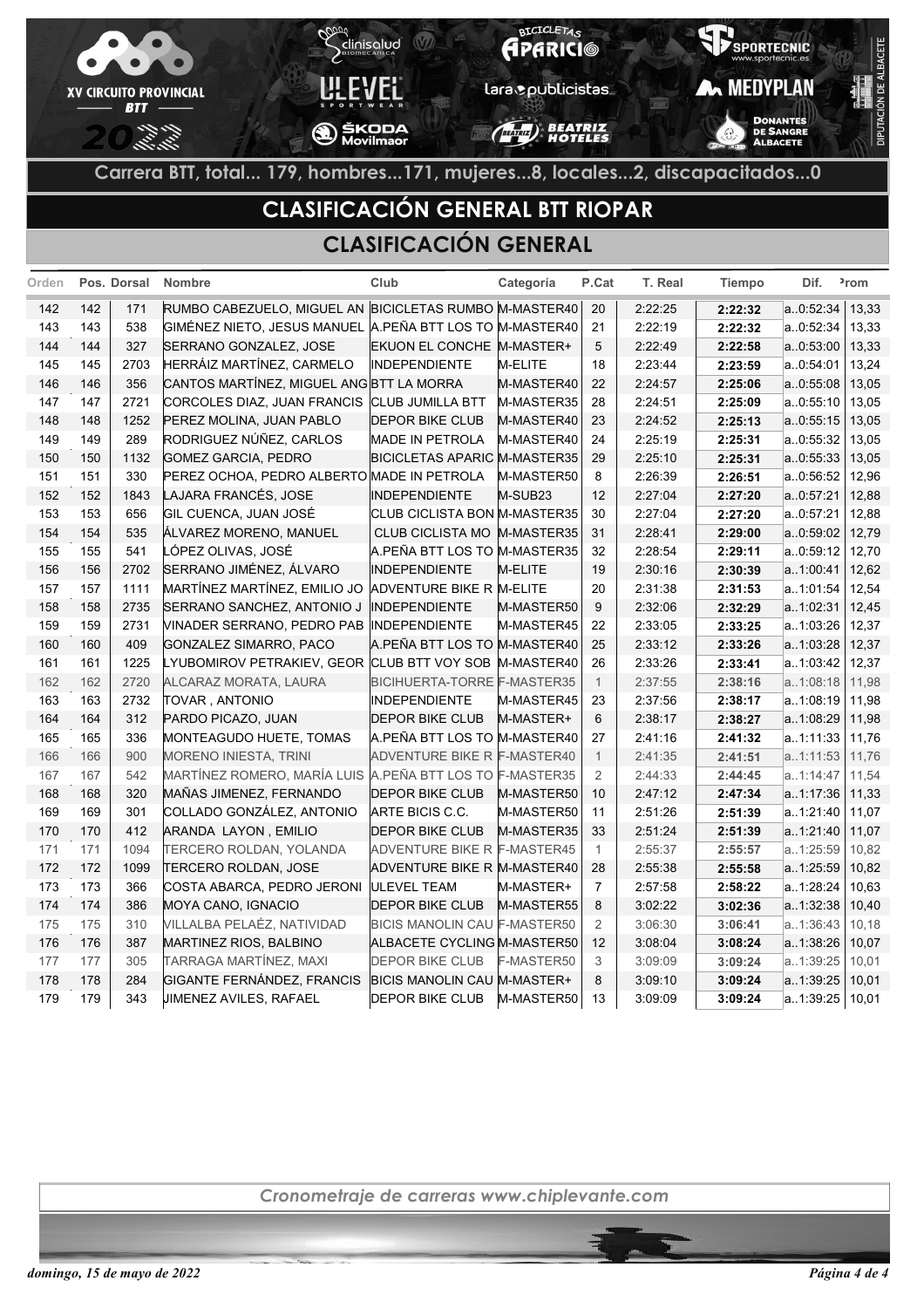Carrera BTT, total... 179, hombres...171, mujeres...8, locales...2, discapacitados...0

# CLASIFICACIÓN GENERAL BTT RIOPAR

## CLASIFICACIÓN GENERAL

| Orden | Pos. | Dorsal | Nombre | Club | Categoría | P.Cat | T. Real | Tiempo | Dif. | Prom |
|---|---|---|---|---|---|---|---|---|---|---|
| 142 | 142 | 171 | RUMBO CABEZUELO, MIGUEL AN | BICICLETAS RUMBO | M-MASTER40 | 20 | 2:22:25 | **2:22:32** | a..0:52:34 | 13,33 |
| 143 | 143 | 538 | GIMÉNEZ NIETO, JESUS MANUEL | A.PEÑA BTT LOS TO | M-MASTER40 | 21 | 2:22:19 | **2:22:32** | a..0:52:34 | 13,33 |
| 144 | 144 | 327 | SERRANO GONZALEZ, JOSE | EKUON EL CONCHE | M-MASTER+ | 5 | 2:22:49 | **2:22:58** | a..0:53:00 | 13,33 |
| 145 | 145 | 2703 | HERRÁIZ MARTÍNEZ, CARMELO | INDEPENDIENTE | M-ELITE | 18 | 2:23:44 | **2:23:59** | a..0:54:01 | 13,24 |
| 146 | 146 | 356 | CANTOS MARTÍNEZ, MIGUEL ANG | BTT LA MORRA | M-MASTER40 | 22 | 2:24:57 | **2:25:06** | a..0:55:08 | 13,05 |
| 147 | 147 | 2721 | CORCOLES DIAZ, JUAN FRANCIS | CLUB JUMILLA BTT | M-MASTER35 | 28 | 2:24:51 | **2:25:09** | a..0:55:10 | 13,05 |
| 148 | 148 | 1252 | PEREZ MOLINA, JUAN PABLO | DEPOR BIKE CLUB | M-MASTER40 | 23 | 2:24:52 | **2:25:13** | a..0:55:15 | 13,05 |
| 149 | 149 | 289 | RODRIGUEZ NÚÑEZ, CARLOS | MADE IN PETROLA | M-MASTER40 | 24 | 2:25:19 | **2:25:31** | a..0:55:32 | 13,05 |
| 150 | 150 | 1132 | GOMEZ GARCIA, PEDRO | BICICLETAS APARIC | M-MASTER35 | 29 | 2:25:10 | **2:25:31** | a..0:55:33 | 13,05 |
| 151 | 151 | 330 | PEREZ OCHOA, PEDRO ALBERTO | MADE IN PETROLA | M-MASTER50 | 8 | 2:26:39 | **2:26:51** | a..0:56:52 | 12,96 |
| 152 | 152 | 1843 | LAJARA FRANCÉS, JOSE | INDEPENDIENTE | M-SUB23 | 12 | 2:27:04 | **2:27:20** | a..0:57:21 | 12,88 |
| 153 | 153 | 656 | GIL CUENCA, JUAN JOSÉ | CLUB CICLISTA BON | M-MASTER35 | 30 | 2:27:04 | **2:27:20** | a..0:57:21 | 12,88 |
| 154 | 154 | 535 | ÁLVAREZ MORENO, MANUEL | CLUB CICLISTA MO | M-MASTER35 | 31 | 2:28:41 | **2:29:00** | a..0:59:02 | 12,79 |
| 155 | 155 | 541 | LÓPEZ OLIVAS, JOSÉ | A.PEÑA BTT LOS TO | M-MASTER35 | 32 | 2:28:54 | **2:29:11** | a..0:59:12 | 12,70 |
| 156 | 156 | 2702 | SERRANO JIMÉNEZ, ÁLVARO | INDEPENDIENTE | M-ELITE | 19 | 2:30:16 | **2:30:39** | a..1:00:41 | 12,62 |
| 157 | 157 | 1111 | MARTÍNEZ MARTÍNEZ, EMILIO JO | ADVENTURE BIKE R | M-ELITE | 20 | 2:31:38 | **2:31:53** | a..1:01:54 | 12,54 |
| 158 | 158 | 2735 | SERRANO SANCHEZ, ANTONIO J | INDEPENDIENTE | M-MASTER50 | 9 | 2:32:06 | **2:32:29** | a..1:02:31 | 12,45 |
| 159 | 159 | 2731 | VINADER SERRANO, PEDRO PAB | INDEPENDIENTE | M-MASTER45 | 22 | 2:33:05 | **2:33:25** | a..1:03:26 | 12,37 |
| 160 | 160 | 409 | GONZALEZ SIMARRO, PACO | A.PEÑA BTT LOS TO | M-MASTER40 | 25 | 2:33:12 | **2:33:26** | a..1:03:28 | 12,37 |
| 161 | 161 | 1225 | LYUBOMIROV PETRAKIEV, GEOR | CLUB BTT VOY SOB | M-MASTER40 | 26 | 2:33:26 | **2:33:41** | a..1:03:42 | 12,37 |
| 162 | 162 | 2720 | ALCARAZ MORATA, LAURA | BICIHUERTA-TORRE | F-MASTER35 | 1 | 2:37:55 | **2:38:16** | a..1:08:18 | 11,98 |
| 163 | 163 | 2732 | TOVAR , ANTONIO | INDEPENDIENTE | M-MASTER45 | 23 | 2:37:56 | **2:38:17** | a..1:08:19 | 11,98 |
| 164 | 164 | 312 | PARDO PICAZO, JUAN | DEPOR BIKE CLUB | M-MASTER+ | 6 | 2:38:17 | **2:38:27** | a..1:08:29 | 11,98 |
| 165 | 165 | 336 | MONTEAGUDO HUETE, TOMAS | A.PEÑA BTT LOS TO | M-MASTER40 | 27 | 2:41:16 | **2:41:32** | a..1:11:33 | 11,76 |
| 166 | 166 | 900 | MORENO INIESTA, TRINI | ADVENTURE BIKE R | F-MASTER40 | 1 | 2:41:35 | **2:41:51** | a..1:11:53 | 11,76 |
| 167 | 167 | 542 | MARTÍNEZ ROMERO, MARÍA LUIS | A.PEÑA BTT LOS TO | F-MASTER35 | 2 | 2:44:33 | **2:44:45** | a..1:14:47 | 11,54 |
| 168 | 168 | 320 | MAÑAS JIMENEZ, FERNANDO | DEPOR BIKE CLUB | M-MASTER50 | 10 | 2:47:12 | **2:47:34** | a..1:17:36 | 11,33 |
| 169 | 169 | 301 | COLLADO GONZÁLEZ, ANTONIO | ARTE BICIS C.C. | M-MASTER50 | 11 | 2:51:26 | **2:51:39** | a..1:21:40 | 11,07 |
| 170 | 170 | 412 | ARANDA LAYON , EMILIO | DEPOR BIKE CLUB | M-MASTER35 | 33 | 2:51:24 | **2:51:39** | a..1:21:40 | 11,07 |
| 171 | 171 | 1094 | TERCERO ROLDAN, YOLANDA | ADVENTURE BIKE R | F-MASTER45 | 1 | 2:55:37 | **2:55:57** | a..1:25:59 | 10,82 |
| 172 | 172 | 1099 | TERCERO ROLDAN, JOSE | ADVENTURE BIKE R | M-MASTER40 | 28 | 2:55:38 | **2:55:58** | a..1:25:59 | 10,82 |
| 173 | 173 | 366 | COSTA ABARCA, PEDRO JERONI | ULEVEL TEAM | M-MASTER+ | 7 | 2:57:58 | **2:58:22** | a..1:28:24 | 10,63 |
| 174 | 174 | 386 | MOYA CANO, IGNACIO | DEPOR BIKE CLUB | M-MASTER55 | 8 | 3:02:22 | **3:02:36** | a..1:32:38 | 10,40 |
| 175 | 175 | 310 | VILLALBA PELAÉZ, NATIVIDAD | BICIS MANOLIN CAU | F-MASTER50 | 2 | 3:06:30 | **3:06:41** | a..1:36:43 | 10,18 |
| 176 | 176 | 387 | MARTINEZ RIOS, BALBINO | ALBACETE CYCLING | M-MASTER50 | 12 | 3:08:04 | **3:08:24** | a..1:38:26 | 10,07 |
| 177 | 177 | 305 | TARRAGA MARTÍNEZ, MAXI | DEPOR BIKE CLUB | F-MASTER50 | 3 | 3:09:09 | **3:09:24** | a..1:39:25 | 10,01 |
| 178 | 178 | 284 | GIGANTE FERNÁNDEZ, FRANCIS | BICIS MANOLIN CAU | M-MASTER+ | 8 | 3:09:10 | **3:09:24** | a..1:39:25 | 10,01 |
| 179 | 179 | 343 | JIMENEZ AVILES, RAFAEL | DEPOR BIKE CLUB | M-MASTER50 | 13 | 3:09:09 | **3:09:24** | a..1:39:25 | 10,01 |

*Cronometraje de carreras www.chiplevante.com*

*domingo, 15 de mayo de 2022*